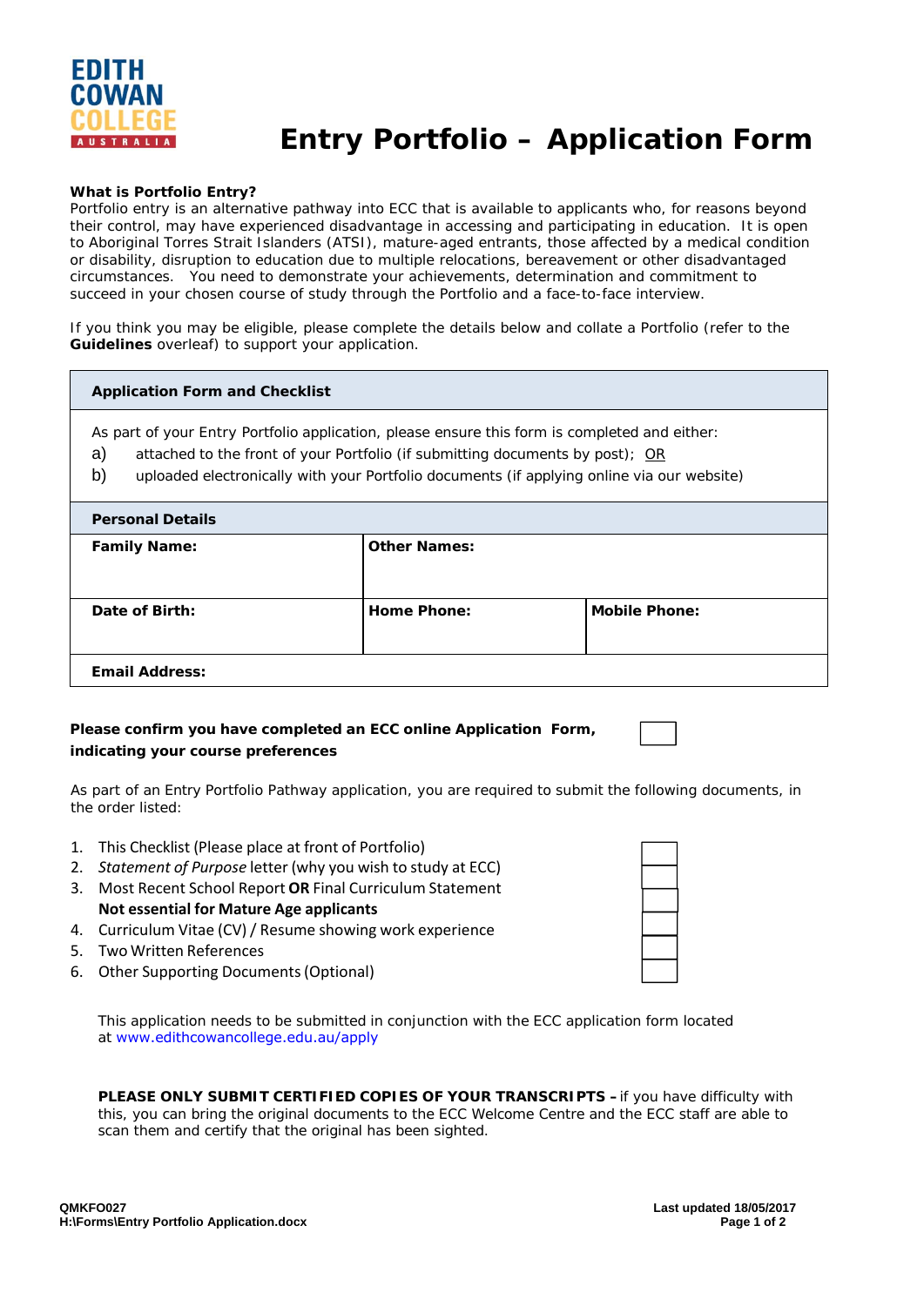EDITH COWAN COLLEGE AUSTRALIA

# Entry Portfolio – Application Form

**What is Portfolio Entry?**
Portfolio entry is an alternative pathway into ECC that is available to applicants who, for reasons beyond their control, may have experienced disadvantage in accessing and participating in education. It is open to Aboriginal Torres Strait Islanders (ATSI), mature-aged entrants, those affected by a medical condition or disability, disruption to education due to multiple relocations, bereavement or other disadvantaged circumstances. You need to demonstrate your achievements, determination and commitment to succeed in your chosen course of study through the Portfolio and a face-to-face interview.

If you think you may be eligible, please complete the details below and collate a Portfolio (refer to the **Guidelines** overleaf) to support your application.

## Application Form and Checklist

As part of your Entry Portfolio application, please ensure this form is completed and either:

a) attached to the front of your Portfolio (if submitting documents by post); OR

b) uploaded electronically with your Portfolio documents (if applying online via our website)

### Personal Details

| **Family Name:** | **Other Names:** | |
|---|---|---|
| **Date of Birth:** | **Home Phone:** | **Mobile Phone:** |
| **Email Address:** | | |

**Please confirm you have completed an ECC online Application Form, indicating your course preferences** ☐

As part of an Entry Portfolio Pathway application, you are required to submit the following documents, in the order listed:

1. This Checklist (Please place at front of Portfolio) ☐
2. *Statement of Purpose* letter (why you wish to study at ECC) ☐
3. Most Recent School Report **OR** Final Curriculum Statement **Not essential for Mature Age applicants** ☐
4. Curriculum Vitae (CV) / Resume showing work experience ☐
5. Two Written References ☐
6. Other Supporting Documents (Optional) ☐

This application needs to be submitted in conjunction with the ECC application form located at www.edithcowancollege.edu.au/apply

**PLEASE ONLY SUBMIT CERTIFIED COPIES OF YOUR TRANSCRIPTS –** if you have difficulty with this, you can bring the original documents to the ECC Welcome Centre and the ECC staff are able to scan them and certify that the original has been sighted.

**QMKFO027**
**H:\Forms\Entry Portfolio Application.docx**

**Last updated 18/05/2017**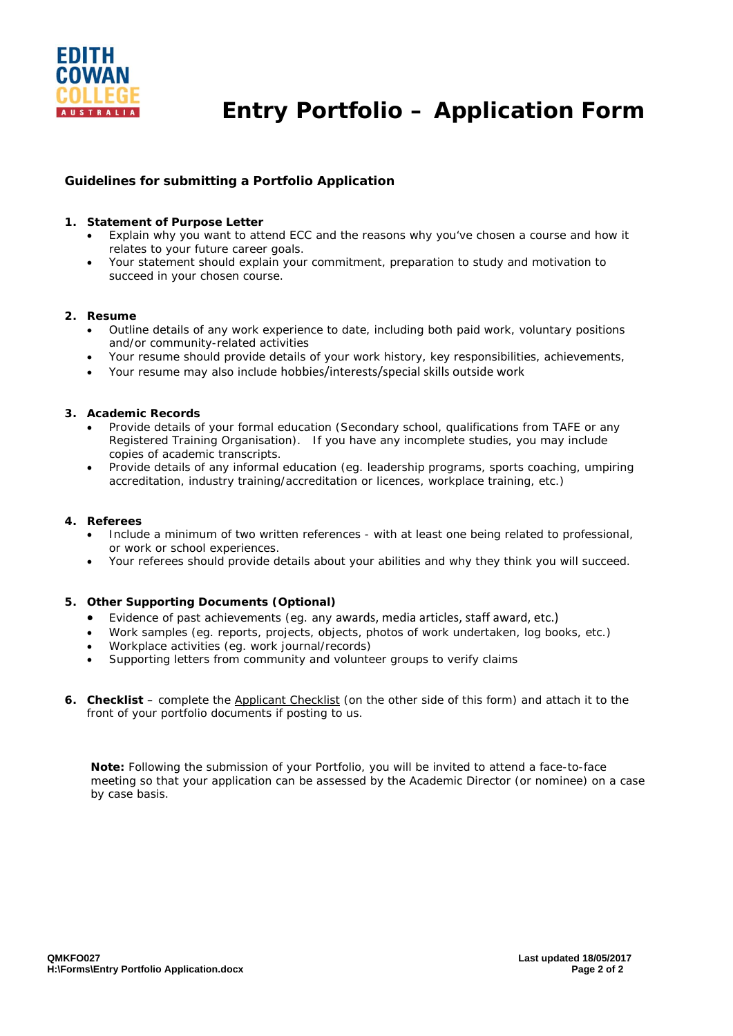# Entry Portfolio – Application Form

## Guidelines for submitting a Portfolio Application

1. **Statement of Purpose Letter**
   - Explain why you want to attend ECC and the reasons why you've chosen a course and how it relates to your future career goals.
   - Your statement should explain your commitment, preparation to study and motivation to succeed in your chosen course.

2. **Resume**
   - Outline details of any work experience to date, including both paid work, voluntary positions and/or community-related activities
   - Your resume should provide details of your work history, key responsibilities, achievements,
   - Your resume may also include hobbies/interests/special skills outside work

3. **Academic Records**
   - Provide details of your formal education (Secondary school, qualifications from TAFE or any Registered Training Organisation). If you have any incomplete studies, you may include copies of academic transcripts.
   - Provide details of any informal education (eg. leadership programs, sports coaching, umpiring accreditation, industry training/accreditation or licences, workplace training, etc.)

4. **Referees**
   - Include a minimum of two written references - with at least one being related to professional, or work or school experiences.
   - Your referees should provide details about your abilities and why they think you will succeed.

5. **Other Supporting Documents (Optional)**
   - Evidence of past achievements (eg. any awards, media articles, staff award, etc.)
   - Work samples (eg. reports, projects, objects, photos of work undertaken, log books, etc.)
   - Workplace activities (eg. work journal/records)
   - Supporting letters from community and volunteer groups to verify claims

6. **Checklist** – complete the Applicant Checklist (on the other side of this form) and attach it to the front of your portfolio documents if posting to us.

**Note:** Following the submission of your Portfolio, you will be invited to attend a face-to-face meeting so that your application can be assessed by the Academic Director (or nominee) on a case by case basis.

QMKFO027
H:\Forms\Entry Portfolio Application.docx

Last updated 18/05/2017